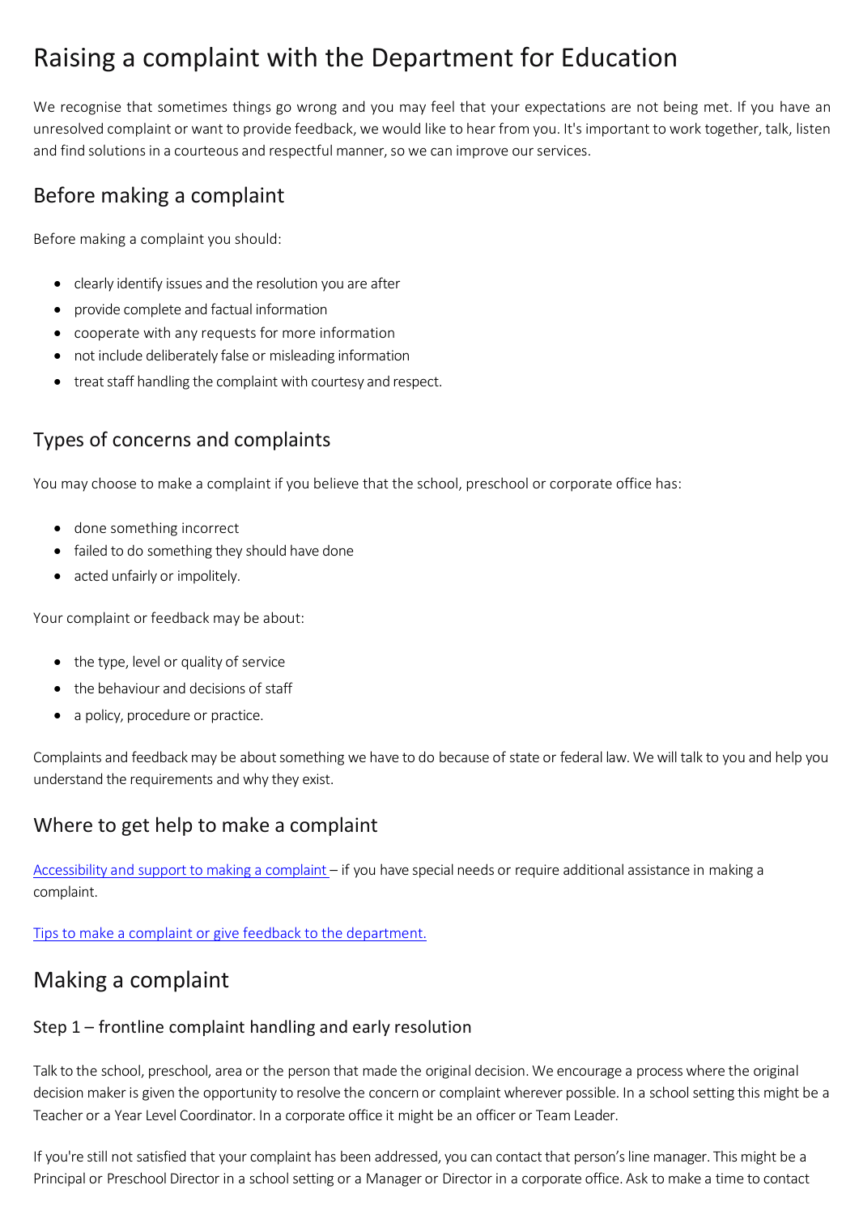# Raising a complaint with the Department for Education

We recognise that sometimes things go wrong and you may feel that your expectations are not being met. If you have an unresolved complaint or want to provide feedback, we would like to hear from you. It's important to work together, talk, listen and find solutions in a courteous and respectful manner, so we can improve our services.

## Before making a complaint

Before making a complaint you should:

- clearly identify issues and the resolution you are after
- provide complete and factual information
- cooperate with any requests for more information
- not include deliberately false or misleading information
- treat staff handling the complaint with courtesy and respect.

## Types of concerns and complaints

You may choose to make a complaint if you believe that the school, preschool or corporate office has:

- done something incorrect
- failed to do something they should have done
- acted unfairly or impolitely.

Your complaint or feedback may be about:

- the type, level or quality of service
- the behaviour and decisions of staff
- a policy, procedure or practice.

Complaints and feedback may be about something we have to do because of state or federal law. We will talk to you and help you understand the requirements and why they exist.

## Where to get help to make a complaint

[Accessibility and support to making a complaint](#) – if you have special needs or require additional assistance in making a complaint.

[Tips to make a complaint or give feedback to the department.](#)

# Making a complaint

### Step 1 – frontline complaint handling and early resolution

Talk to the school, preschool, area or the person that made the original decision. We encourage a process where the original decision maker is given the opportunity to resolve the concern or complaint wherever possible. In a school setting this might be a Teacher or a Year Level Coordinator. In a corporate office it might be an officer or Team Leader.

If you're still not satisfied that your complaint has been addressed, you can contact that person's line manager. This might be a Principal or Preschool Director in a school setting or a Manager or Director in a corporate office. Ask to make a time to contact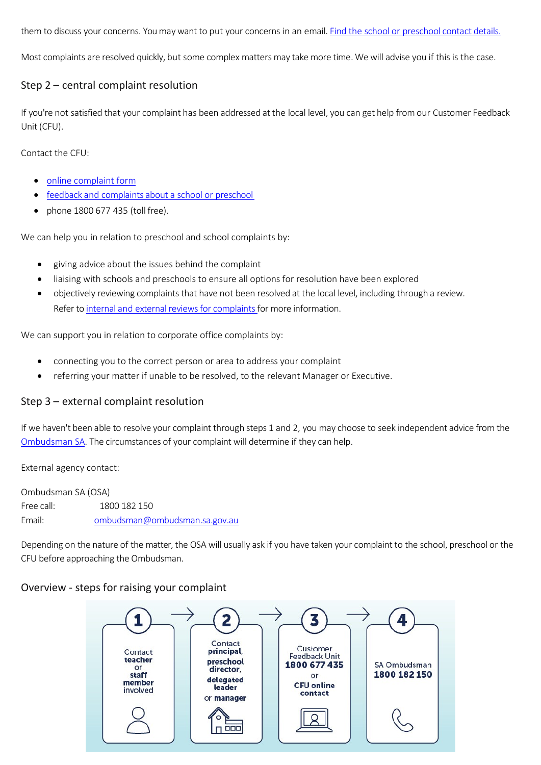them to discuss your concerns. You may want to put your concerns in an email. [Find the school or preschool contact details.]

Most complaints are resolved quickly, but some complex matters may take more time. We will advise you if this is the case.

## Step 2 – central complaint resolution

If you're not satisfied that your complaint has been addressed at the local level, you can get help from our Customer Feedback Unit (CFU).

Contact the CFU:

- online complaint form
- feedback and complaints about a school or preschool
- phone 1800 677 435 (toll free).

We can help you in relation to preschool and school complaints by:

- giving advice about the issues behind the complaint
- liaising with schools and preschools to ensure all options for resolution have been explored
- objectively reviewing complaints that have not been resolved at the local level, including through a review. Refer to internal and external reviews for complaints for more information.

We can support you in relation to corporate office complaints by:

- connecting you to the correct person or area to address your complaint
- referring your matter if unable to be resolved, to the relevant Manager or Executive.

## Step 3 – external complaint resolution

If we haven't been able to resolve your complaint through steps 1 and 2, you may choose to seek independent advice from the Ombudsman SA. The circumstances of your complaint will determine if they can help.

External agency contact:

Ombudsman SA (OSA)
Free call: 1800 182 150
Email: ombudsman@ombudsman.sa.gov.au

Depending on the nature of the matter, the OSA will usually ask if you have taken your complaint to the school, preschool or the CFU before approaching the Ombudsman.

## Overview - steps for raising your complaint

1
Contact **teacher** or **staff member** involved

2
Contact **principal**, **preschool director**, **delegated leader** or **manager**

3
Customer Feedback Unit
**1800 677 435**
or
**CFU online contact**

4
SA Ombudsman
**1800 182 150**